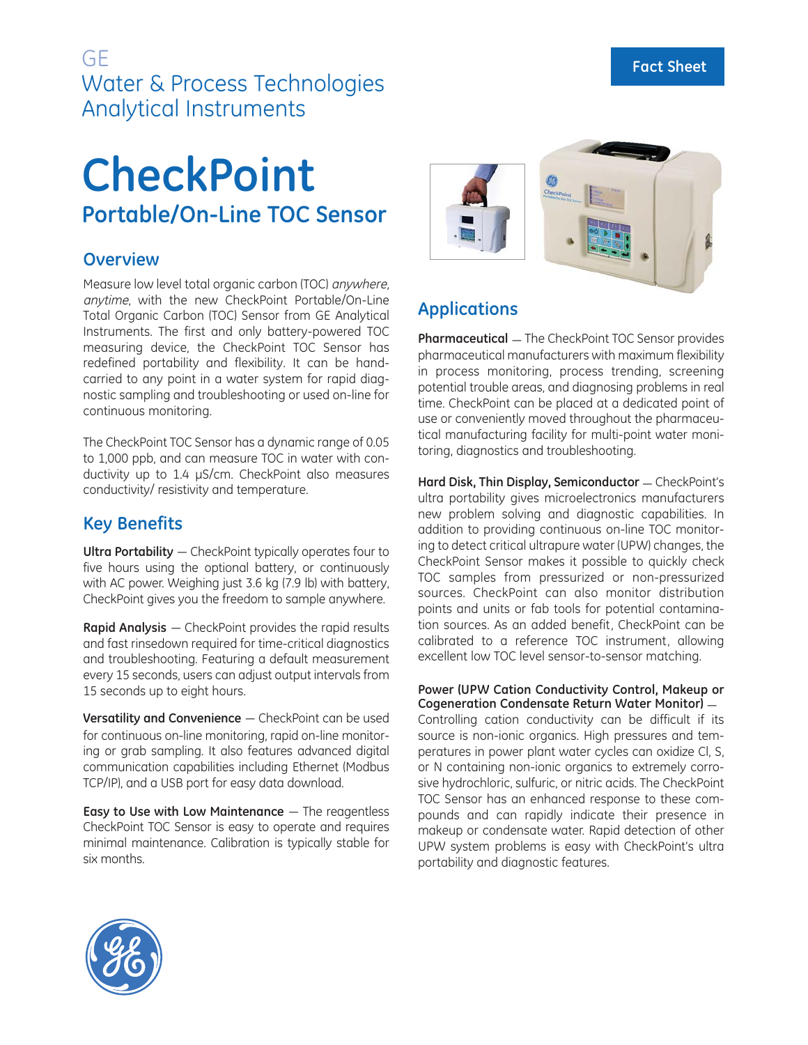GE
Water & Process Technologies
Analytical Instruments

Fact Sheet

# CheckPoint

## Portable/On-Line TOC Sensor

### Overview

Measure low level total organic carbon (TOC) *anywhere, anytime*, with the new CheckPoint Portable/On-Line Total Organic Carbon (TOC) Sensor from GE Analytical Instruments. The first and only battery-powered TOC measuring device, the CheckPoint TOC Sensor has redefined portability and flexibility. It can be hand-carried to any point in a water system for rapid diagnostic sampling and troubleshooting or used on-line for continuous monitoring.

The CheckPoint TOC Sensor has a dynamic range of 0.05 to 1,000 ppb, and can measure TOC in water with conductivity up to 1.4 µS/cm. CheckPoint also measures conductivity/ resistivity and temperature.

### Key Benefits

**Ultra Portability** — CheckPoint typically operates four to five hours using the optional battery, or continuously with AC power. Weighing just 3.6 kg (7.9 lb) with battery, CheckPoint gives you the freedom to sample anywhere.

**Rapid Analysis** — CheckPoint provides the rapid results and fast rinsedown required for time-critical diagnostics and troubleshooting. Featuring a default measurement every 15 seconds, users can adjust output intervals from 15 seconds up to eight hours.

**Versatility and Convenience** — CheckPoint can be used for continuous on-line monitoring, rapid on-line monitoring or grab sampling. It also features advanced digital communication capabilities including Ethernet (Modbus TCP/IP), and a USB port for easy data download.

**Easy to Use with Low Maintenance** — The reagentless CheckPoint TOC Sensor is easy to operate and requires minimal maintenance. Calibration is typically stable for six months.

### Applications

**Pharmaceutical** — The CheckPoint TOC Sensor provides pharmaceutical manufacturers with maximum flexibility in process monitoring, process trending, screening potential trouble areas, and diagnosing problems in real time. CheckPoint can be placed at a dedicated point of use or conveniently moved throughout the pharmaceutical manufacturing facility for multi-point water monitoring, diagnostics and troubleshooting.

**Hard Disk, Thin Display, Semiconductor** — CheckPoint's ultra portability gives microelectronics manufacturers new problem solving and diagnostic capabilities. In addition to providing continuous on-line TOC monitoring to detect critical ultrapure water (UPW) changes, the CheckPoint Sensor makes it possible to quickly check TOC samples from pressurized or non-pressurized sources. CheckPoint can also monitor distribution points and units or fab tools for potential contamination sources. As an added benefit, CheckPoint can be calibrated to a reference TOC instrument, allowing excellent low TOC level sensor-to-sensor matching.

**Power (UPW Cation Conductivity Control, Makeup or Cogeneration Condensate Return Water Monitor)** — Controlling cation conductivity can be difficult if its source is non-ionic organics. High pressures and temperatures in power plant water cycles can oxidize Cl, S, or N containing non-ionic organics to extremely corrosive hydrochloric, sulfuric, or nitric acids. The CheckPoint TOC Sensor has an enhanced response to these compounds and can rapidly indicate their presence in makeup or condensate water. Rapid detection of other UPW system problems is easy with CheckPoint's ultra portability and diagnostic features.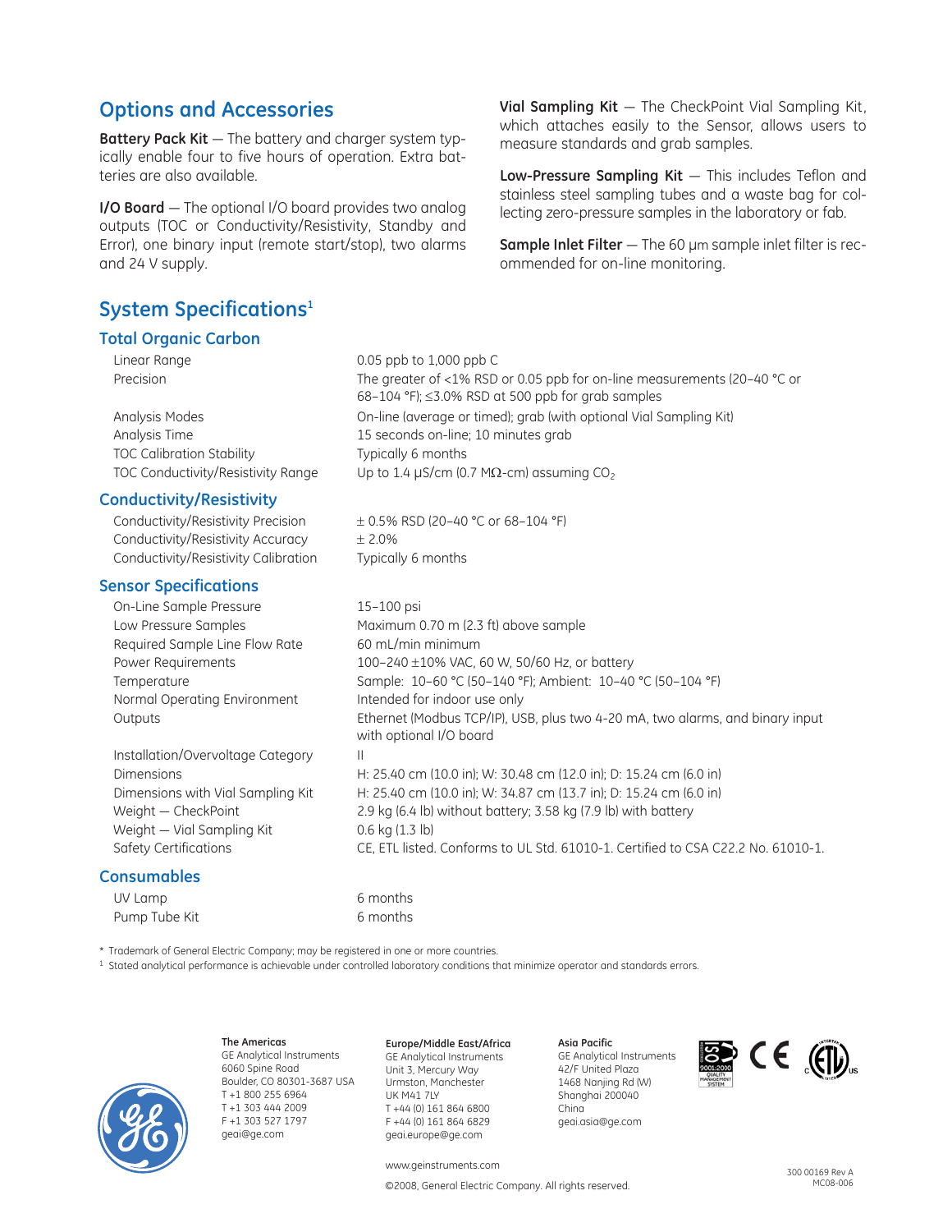## Options and Accessories

**Battery Pack Kit** — The battery and charger system typically enable four to five hours of operation. Extra batteries are also available.

**I/O Board** — The optional I/O board provides two analog outputs (TOC or Conductivity/Resistivity, Standby and Error), one binary input (remote start/stop), two alarms and 24 V supply.

**Vial Sampling Kit** — The CheckPoint Vial Sampling Kit, which attaches easily to the Sensor, allows users to measure standards and grab samples.

**Low-Pressure Sampling Kit** — This includes Teflon and stainless steel sampling tubes and a waste bag for collecting zero-pressure samples in the laboratory or fab.

**Sample Inlet Filter** — The 60 μm sample inlet filter is recommended for on-line monitoring.

## System Specifications[1]

### Total Organic Carbon

| | |
|---|---|
| Linear Range | 0.05 ppb to 1,000 ppb C |
| Precision | The greater of <1% RSD or 0.05 ppb for on-line measurements (20–40 °C or 68–104 °F); ≤3.0% RSD at 500 ppb for grab samples |
| Analysis Modes | On-line (average or timed); grab (with optional Vial Sampling Kit) |
| Analysis Time | 15 seconds on-line; 10 minutes grab |
| TOC Calibration Stability | Typically 6 months |
| TOC Conductivity/Resistivity Range | Up to 1.4 μS/cm (0.7 MΩ-cm) assuming $CO_2$ |

### Conductivity/Resistivity

| | |
|---|---|
| Conductivity/Resistivity Precision | ± 0.5% RSD (20–40 °C or 68–104 °F) |
| Conductivity/Resistivity Accuracy | ± 2.0% |
| Conductivity/Resistivity Calibration | Typically 6 months |

### Sensor Specifications

| | |
|---|---|
| On-Line Sample Pressure | 15–100 psi |
| Low Pressure Samples | Maximum 0.70 m (2.3 ft) above sample |
| Required Sample Line Flow Rate | 60 mL/min minimum |
| Power Requirements | 100–240 ±10% VAC, 60 W, 50/60 Hz, or battery |
| Temperature | Sample: 10–60 °C (50–140 °F); Ambient: 10–40 °C (50–104 °F) |
| Normal Operating Environment | Intended for indoor use only |
| Outputs | Ethernet (Modbus TCP/IP), USB, plus two 4-20 mA, two alarms, and binary input with optional I/O board |
| Installation/Overvoltage Category | II |
| Dimensions | H: 25.40 cm (10.0 in); W: 30.48 cm (12.0 in); D: 15.24 cm (6.0 in) |
| Dimensions with Vial Sampling Kit | H: 25.40 cm (10.0 in); W: 34.87 cm (13.7 in); D: 15.24 cm (6.0 in) |
| Weight — CheckPoint | 2.9 kg (6.4 lb) without battery; 3.58 kg (7.9 lb) with battery |
| Weight — Vial Sampling Kit | 0.6 kg (1.3 lb) |
| Safety Certifications | CE, ETL listed. Conforms to UL Std. 61010-1. Certified to CSA C22.2 No. 61010-1. |

### Consumables

| | |
|---|---|
| UV Lamp | 6 months |
| Pump Tube Kit | 6 months |

\* Trademark of General Electric Company; may be registered in one or more countries.

[1] Stated analytical performance is achievable under controlled laboratory conditions that minimize operator and standards errors.

**The Americas**
GE Analytical Instruments
6060 Spine Road
Boulder, CO 80301-3687 USA
T +1 800 255 6964
T +1 303 444 2009
F +1 303 527 1797
geai@ge.com

**Europe/Middle East/Africa**
GE Analytical Instruments
Unit 3, Mercury Way
Urmston, Manchester
UK M41 7LY
T +44 (0) 161 864 6800
F +44 (0) 161 864 6829
geai.europe@ge.com

**Asia Pacific**
GE Analytical Instruments
42/F United Plaza
1468 Nanjing Rd (W)
Shanghai 200040
China
geai.asia@ge.com

www.geinstruments.com

©2008, General Electric Company. All rights reserved.

300 00169 Rev A
MC08-006